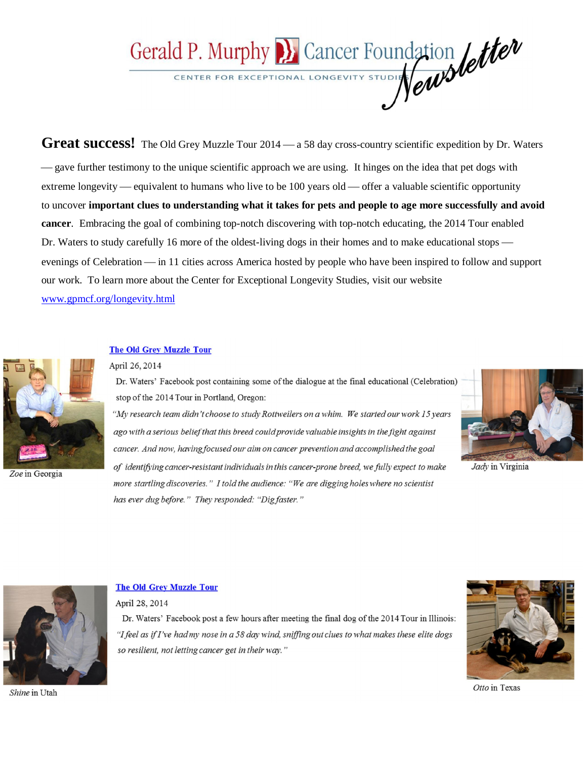# Gerald P. Murphy Cancer Foundation Newsletter

CENTER FOR EXCEPTIONAL LONGEVITY STUDIES

**Great success!** The Old Grey Muzzle Tour 2014 — a 58 day cross-country scientific expedition by Dr. Waters — gave further testimony to the unique scientific approach we are using. It hinges on the idea that pet dogs with extreme longevity — equivalent to humans who live to be 100 years old — offer a valuable scientific opportunity to uncover **important clues to understanding what it takes for pets and people to age more successfully and avoid cancer**. Embracing the goal of combining top-notch discovering with top-notch educating, the 2014 Tour enabled Dr. Waters to study carefully 16 more of the oldest-living dogs in their homes and to make educational stops — evenings of Celebration — in 11 cities across America hosted by people who have been inspired to follow and support our work. To learn more about the Center for Exceptional Longevity Studies, visit our website www.gpmcf.org/longevity.html

*Zoe* in Georgia

### The Old Grey Muzzle Tour

April 26, 2014

Dr. Waters' Facebook post containing some of the dialogue at the final educational (Celebration) stop of the 2014 Tour in Portland, Oregon:

*"My research team didn't choose to study Rottweilers on a whim. We started our work 15 years ago with a serious belief that this breed could provide valuable insights in the fight against cancer. And now, having focused our aim on cancer prevention and accomplished the goal of identifying cancer-resistant individuals in this cancer-prone breed, we fully expect to make more startling discoveries." I told the audience: "We are digging holes where no scientist has ever dug before." They responded: "Dig faster."*

*Jady* in Virginia

*Shine* in Utah

### The Old Grey Muzzle Tour

April 28, 2014

Dr. Waters' Facebook post a few hours after meeting the final dog of the 2014 Tour in Illinois:

*"I feel as if I've had my nose in a 58 day wind, sniffing out clues to what makes these elite dogs so resilient, not letting cancer get in their way."*

*Otto* in Texas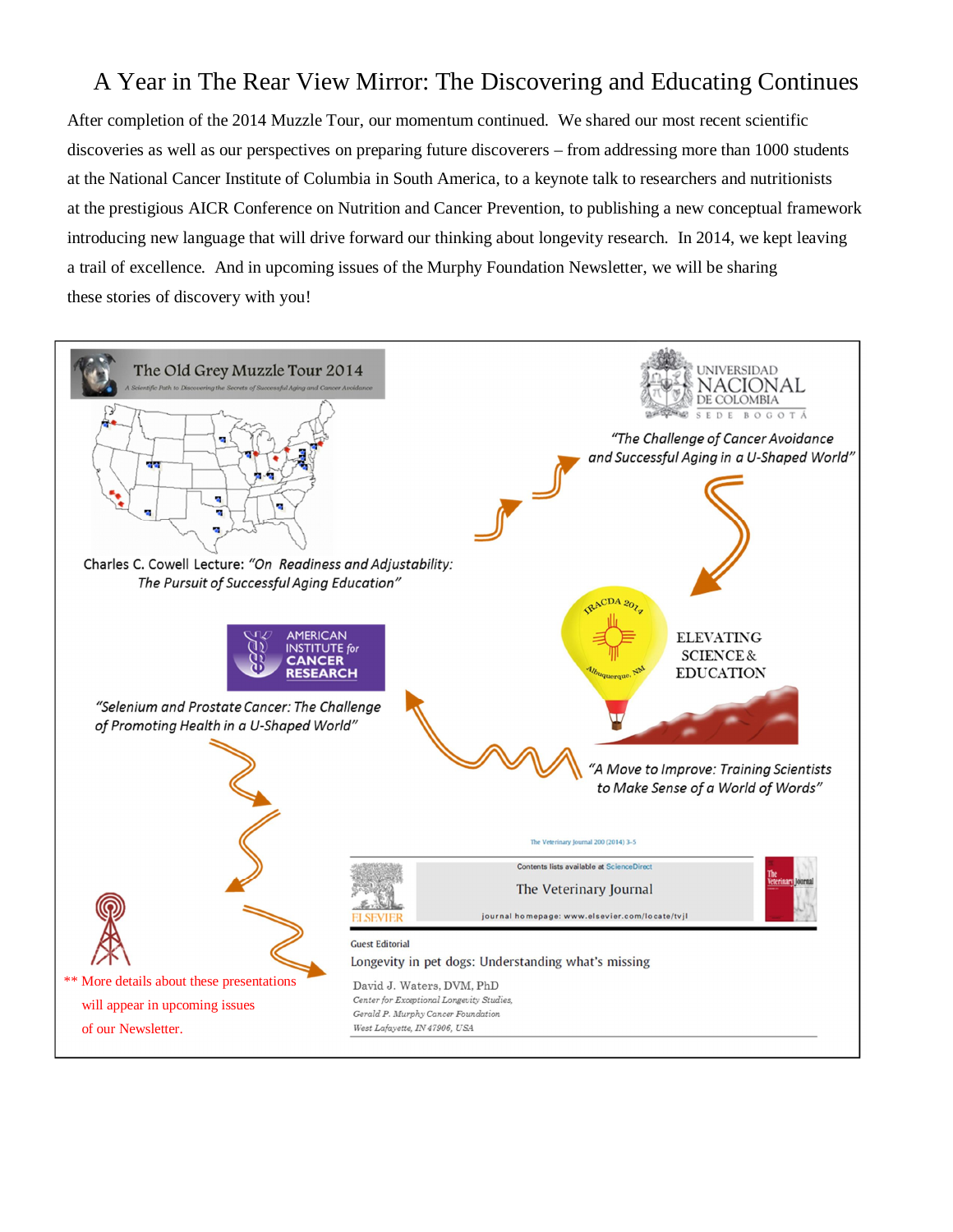# A Year in The Rear View Mirror: The Discovering and Educating Continues

After completion of the 2014 Muzzle Tour, our momentum continued. We shared our most recent scientific discoveries as well as our perspectives on preparing future discoverers – from addressing more than 1000 students at the National Cancer Institute of Columbia in South America, to a keynote talk to researchers and nutritionists at the prestigious AICR Conference on Nutrition and Cancer Prevention, to publishing a new conceptual framework introducing new language that will drive forward our thinking about longevity research. In 2014, we kept leaving a trail of excellence. And in upcoming issues of the Murphy Foundation Newsletter, we will be sharing these stories of discovery with you!

The Old Grey Muzzle Tour 2014

*A Scientific Path to Discovering the Secrets of Successful Aging and Cancer Avoidance*

Charles C. Cowell Lecture: *"On Readiness and Adjustability: The Pursuit of Successful Aging Education"*

UNIVERSIDAD NACIONAL DE COLOMBIA
SEDE BOGOTÁ

*"The Challenge of Cancer Avoidance and Successful Aging in a U-Shaped World"*

IRACDA 2014
Albuquerque, NM

ELEVATING SCIENCE & EDUCATION

*"A Move to Improve: Training Scientists to Make Sense of a World of Words"*

AMERICAN INSTITUTE for CANCER RESEARCH

*"Selenium and Prostate Cancer: The Challenge of Promoting Health in a U-Shaped World"*

The Veterinary Journal 200 (2014) 3-5

Contents lists available at ScienceDirect

The Veterinary Journal

journal homepage: www.elsevier.com/locate/tvjl

Guest Editorial

Longevity in pet dogs: Understanding what's missing

David J. Waters, DVM, PhD
*Center for Exceptional Longevity Studies, Gerald P. Murphy Cancer Foundation West Lafayette, IN 47906, USA*

** More details about these presentations will appear in upcoming issues of our Newsletter.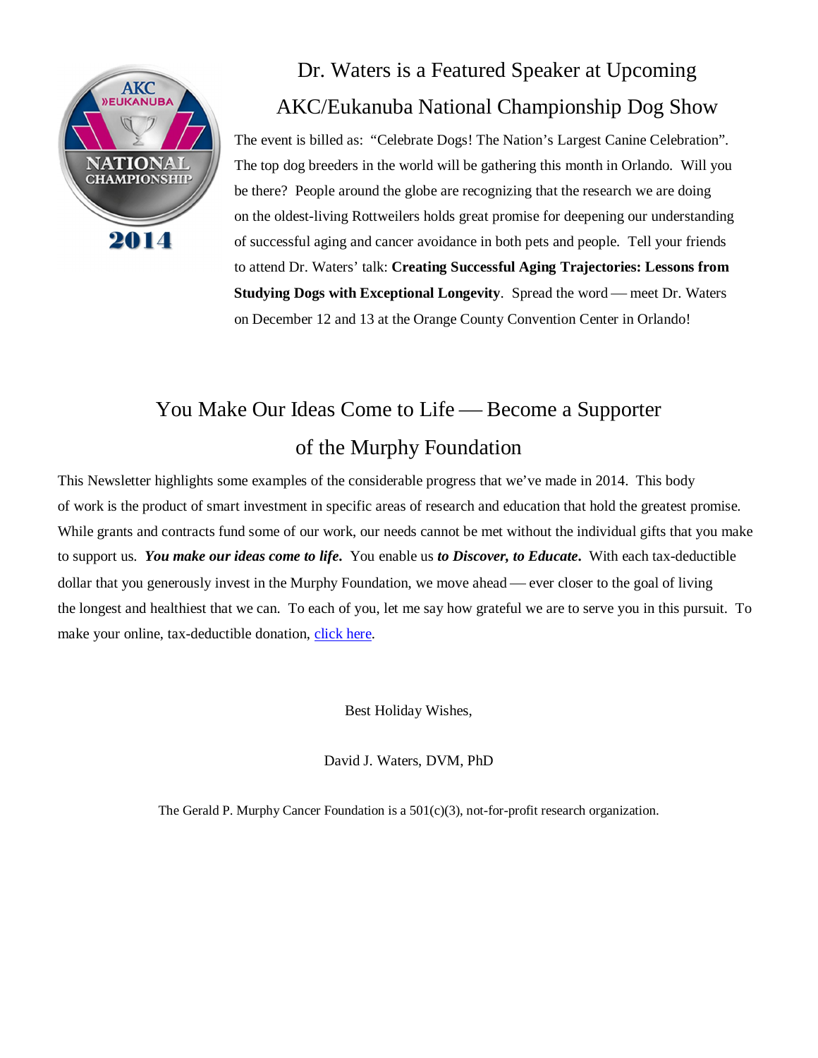## Dr. Waters is a Featured Speaker at Upcoming AKC/Eukanuba National Championship Dog Show

The event is billed as: "Celebrate Dogs! The Nation's Largest Canine Celebration". The top dog breeders in the world will be gathering this month in Orlando. Will you be there? People around the globe are recognizing that the research we are doing on the oldest-living Rottweilers holds great promise for deepening our understanding of successful aging and cancer avoidance in both pets and people. Tell your friends to attend Dr. Waters' talk: **Creating Successful Aging Trajectories: Lessons from Studying Dogs with Exceptional Longevity**. Spread the word — meet Dr. Waters on December 12 and 13 at the Orange County Convention Center in Orlando!

## You Make Our Ideas Come to Life — Become a Supporter of the Murphy Foundation

This Newsletter highlights some examples of the considerable progress that we've made in 2014. This body of work is the product of smart investment in specific areas of research and education that hold the greatest promise. While grants and contracts fund some of our work, our needs cannot be met without the individual gifts that you make to support us. ***You make our ideas come to life.*** You enable us ***to Discover, to Educate.*** With each tax-deductible dollar that you generously invest in the Murphy Foundation, we move ahead — ever closer to the goal of living the longest and healthiest that we can. To each of you, let me say how grateful we are to serve you in this pursuit. To make your online, tax-deductible donation, click here.

Best Holiday Wishes,

David J. Waters, DVM, PhD

The Gerald P. Murphy Cancer Foundation is a 501(c)(3), not-for-profit research organization.